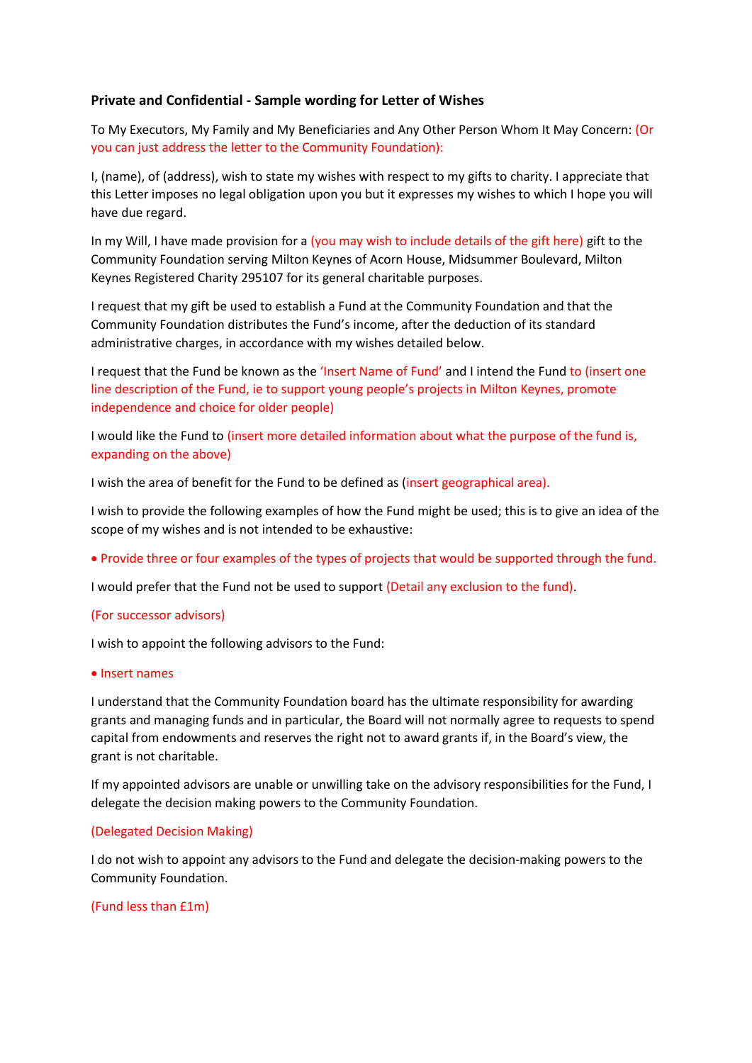**Private and Confidential - Sample wording for Letter of Wishes**

To My Executors, My Family and My Beneficiaries and Any Other Person Whom It May Concern: (Or you can just address the letter to the Community Foundation):

I, (name), of (address), wish to state my wishes with respect to my gifts to charity. I appreciate that this Letter imposes no legal obligation upon you but it expresses my wishes to which I hope you will have due regard.

In my Will, I have made provision for a (you may wish to include details of the gift here) gift to the Community Foundation serving Milton Keynes of Acorn House, Midsummer Boulevard, Milton Keynes Registered Charity 295107 for its general charitable purposes.

I request that my gift be used to establish a Fund at the Community Foundation and that the Community Foundation distributes the Fund's income, after the deduction of its standard administrative charges, in accordance with my wishes detailed below.

I request that the Fund be known as the 'Insert Name of Fund' and I intend the Fund to (insert one line description of the Fund, ie to support young people's projects in Milton Keynes, promote independence and choice for older people)

I would like the Fund to (insert more detailed information about what the purpose of the fund is, expanding on the above)

I wish the area of benefit for the Fund to be defined as (insert geographical area).

I wish to provide the following examples of how the Fund might be used; this is to give an idea of the scope of my wishes and is not intended to be exhaustive:

- Provide three or four examples of the types of projects that would be supported through the fund.

I would prefer that the Fund not be used to support (Detail any exclusion to the fund).

(For successor advisors)

I wish to appoint the following advisors to the Fund:

- Insert names

I understand that the Community Foundation board has the ultimate responsibility for awarding grants and managing funds and in particular, the Board will not normally agree to requests to spend capital from endowments and reserves the right not to award grants if, in the Board's view, the grant is not charitable.

If my appointed advisors are unable or unwilling take on the advisory responsibilities for the Fund, I delegate the decision making powers to the Community Foundation.

(Delegated Decision Making)

I do not wish to appoint any advisors to the Fund and delegate the decision-making powers to the Community Foundation.

(Fund less than £1m)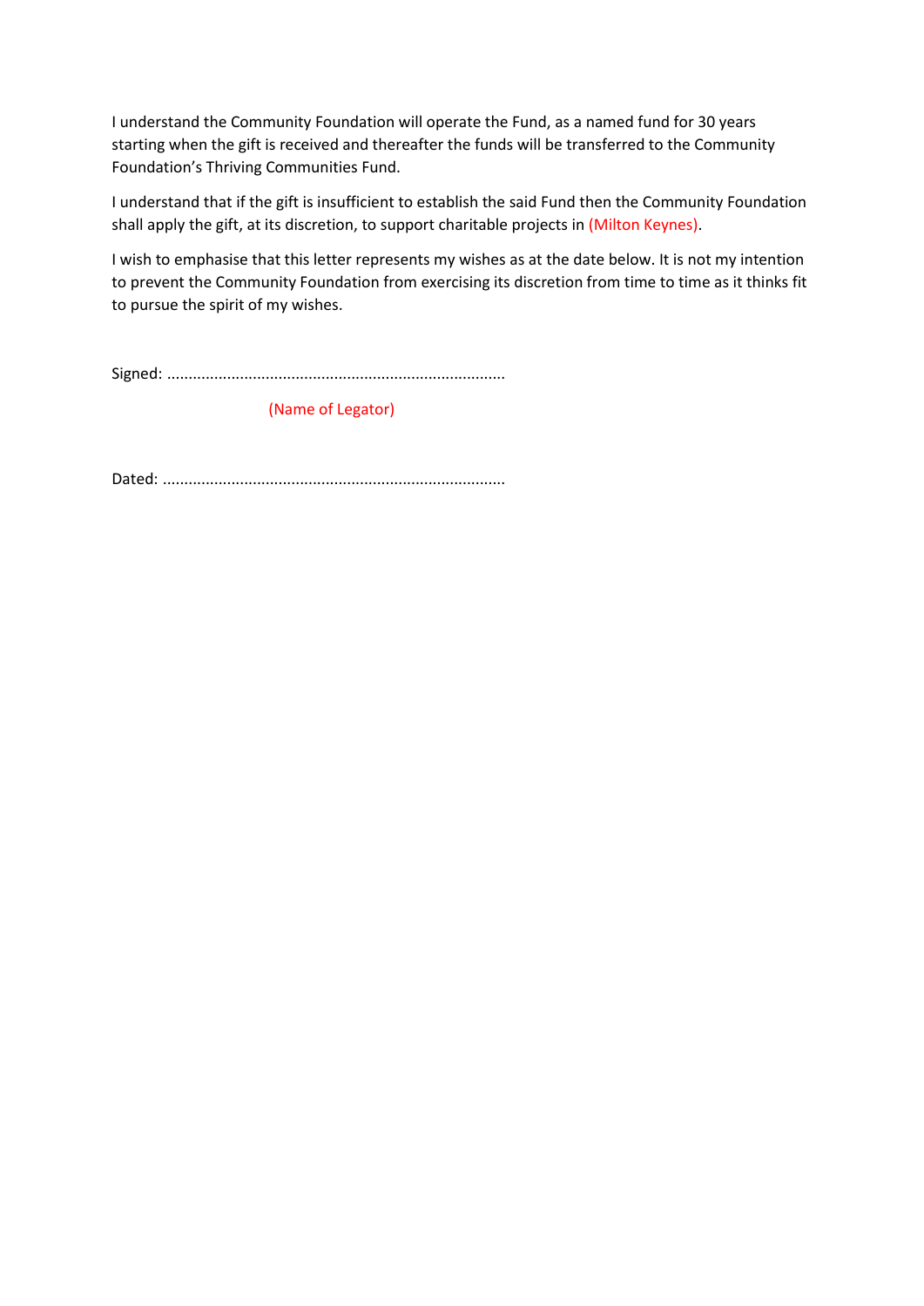I understand the Community Foundation will operate the Fund, as a named fund for 30 years starting when the gift is received and thereafter the funds will be transferred to the Community Foundation's Thriving Communities Fund.

I understand that if the gift is insufficient to establish the said Fund then the Community Foundation shall apply the gift, at its discretion, to support charitable projects in (Milton Keynes).

I wish to emphasise that this letter represents my wishes as at the date below. It is not my intention to prevent the Community Foundation from exercising its discretion from time to time as it thinks fit to pursue the spirit of my wishes.

Signed: ...............................................................................

(Name of Legator)

Dated: ................................................................................